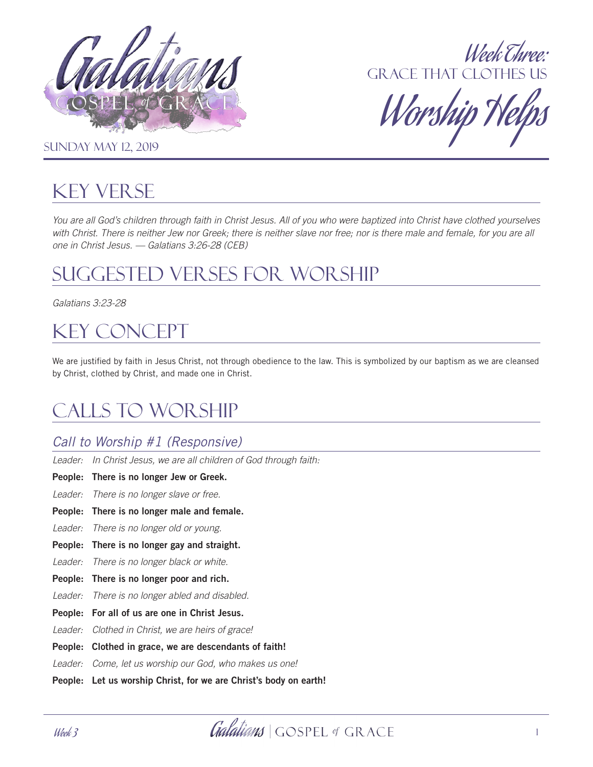# Galatians: Gospel of Grace

## Week Three: Grace That Clothes Us

## Worship Helps

Sunday May 12, 2019

## Key Verse

*You are all God's children through faith in Christ Jesus. All of you who were baptized into Christ have clothed yourselves with Christ. There is neither Jew nor Greek; there is neither slave nor free; nor is there male and female, for you are all one in Christ Jesus. — Galatians 3:26-28 (CEB)*

## Suggested Verses for Worship

*Galatians 3:23-28*

## Key Concept

We are justified by faith in Jesus Christ, not through obedience to the law. This is symbolized by our baptism as we are cleansed by Christ, clothed by Christ, and made one in Christ.

## Calls to Worship

### Call to Worship #1 (Responsive)

*Leader: In Christ Jesus, we are all children of God through faith:*

**People: There is no longer Jew or Greek.**

*Leader: There is no longer slave or free.*

**People: There is no longer male and female.**

*Leader: There is no longer old or young.*

**People: There is no longer gay and straight.**

*Leader: There is no longer black or white.*

**People: There is no longer poor and rich.**

*Leader: There is no longer abled and disabled.*

**People: For all of us are one in Christ Jesus.**

*Leader: Clothed in Christ, we are heirs of grace!*

**People: Clothed in grace, we are descendants of faith!**

*Leader: Come, let us worship our God, who makes us one!*

**People: Let us worship Christ, for we are Christ's body on earth!**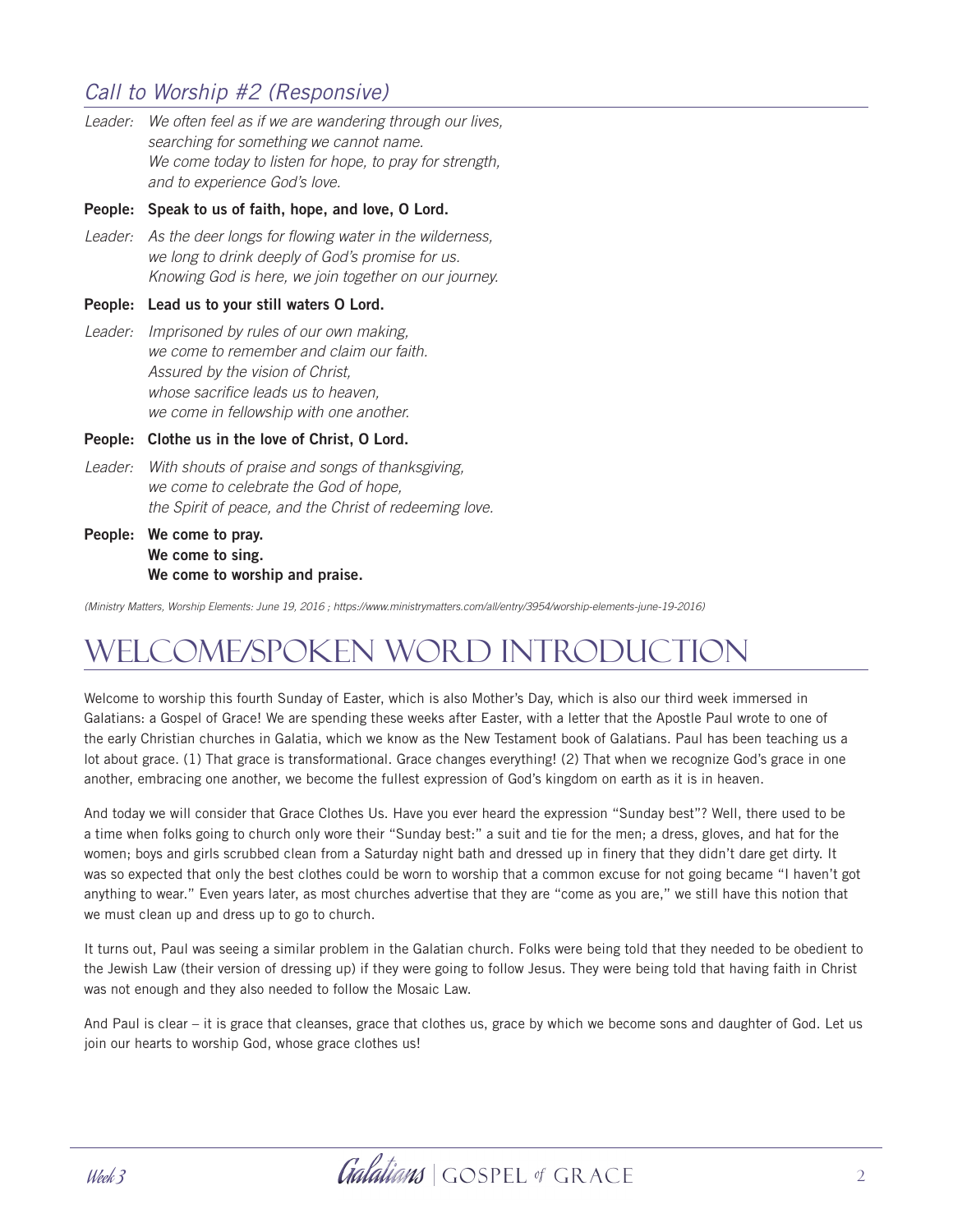## *Call to Worship #2 (Responsive)*

*Leader:* *We often feel as if we are wandering through our lives, searching for something we cannot name. We come today to listen for hope, to pray for strength, and to experience God's love.*

**People: Speak to us of faith, hope, and love, O Lord.**

*Leader:* *As the deer longs for flowing water in the wilderness, we long to drink deeply of God's promise for us. Knowing God is here, we join together on our journey.*

**People: Lead us to your still waters O Lord.**

*Leader:* *Imprisoned by rules of our own making, we come to remember and claim our faith. Assured by the vision of Christ, whose sacrifice leads us to heaven, we come in fellowship with one another.*

**People: Clothe us in the love of Christ, O Lord.**

*Leader:* *With shouts of praise and songs of thanksgiving, we come to celebrate the God of hope, the Spirit of peace, and the Christ of redeeming love.*

**People: We come to pray.**
**We come to sing.**
**We come to worship and praise.**

*(Ministry Matters, Worship Elements: June 19, 2016 ; https://www.ministrymatters.com/all/entry/3954/worship-elements-june-19-2016)*

# Welcome/Spoken Word Introduction

Welcome to worship this fourth Sunday of Easter, which is also Mother's Day, which is also our third week immersed in Galatians: a Gospel of Grace! We are spending these weeks after Easter, with a letter that the Apostle Paul wrote to one of the early Christian churches in Galatia, which we know as the New Testament book of Galatians. Paul has been teaching us a lot about grace. (1) That grace is transformational. Grace changes everything! (2) That when we recognize God's grace in one another, embracing one another, we become the fullest expression of God's kingdom on earth as it is in heaven.

And today we will consider that Grace Clothes Us. Have you ever heard the expression "Sunday best"? Well, there used to be a time when folks going to church only wore their "Sunday best:" a suit and tie for the men; a dress, gloves, and hat for the women; boys and girls scrubbed clean from a Saturday night bath and dressed up in finery that they didn't dare get dirty. It was so expected that only the best clothes could be worn to worship that a common excuse for not going became "I haven't got anything to wear." Even years later, as most churches advertise that they are "come as you are," we still have this notion that we must clean up and dress up to go to church.

It turns out, Paul was seeing a similar problem in the Galatian church. Folks were being told that they needed to be obedient to the Jewish Law (their version of dressing up) if they were going to follow Jesus. They were being told that having faith in Christ was not enough and they also needed to follow the Mosaic Law.

And Paul is clear – it is grace that cleanses, grace that clothes us, grace by which we become sons and daughter of God. Let us join our hearts to worship God, whose grace clothes us!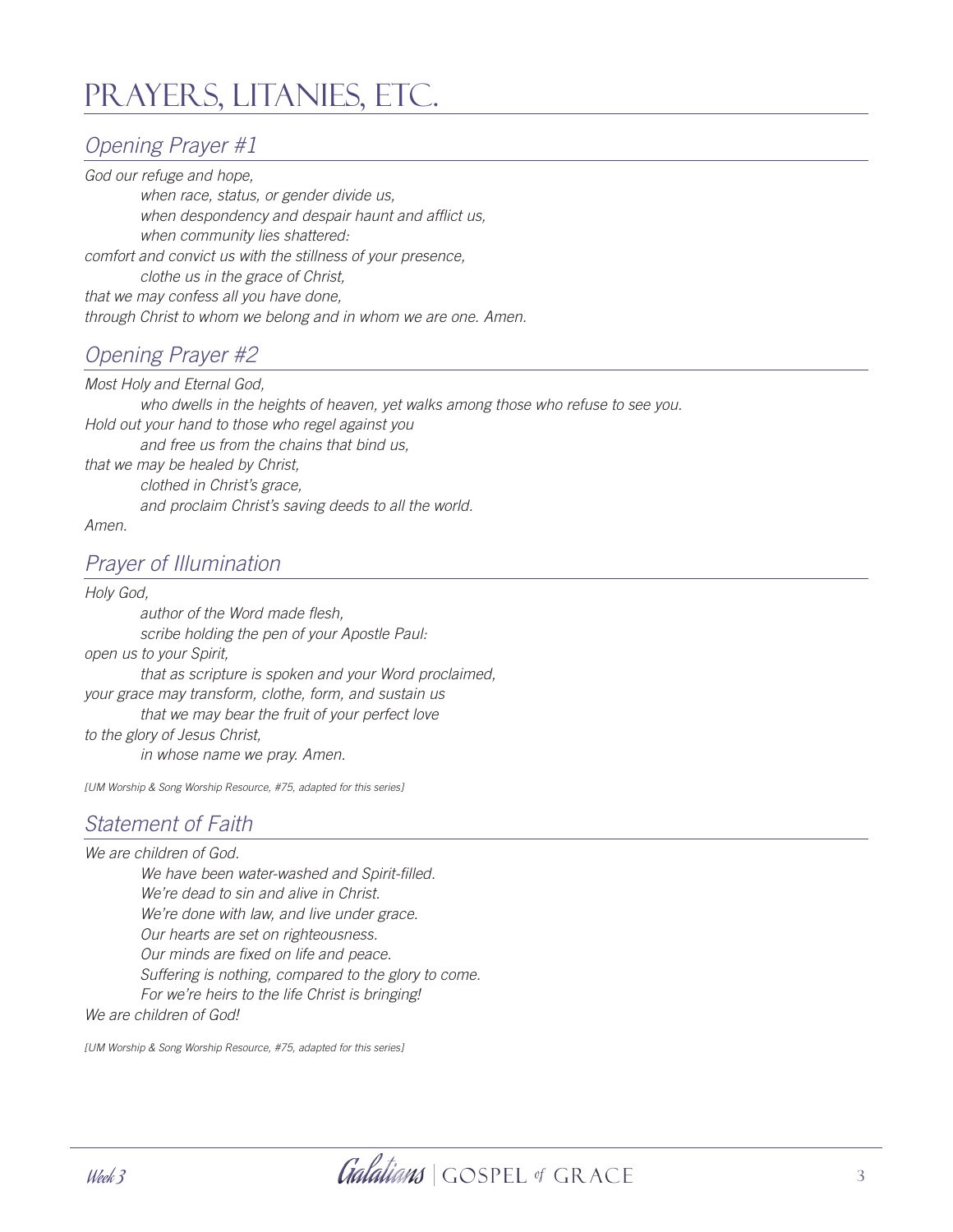# PRAYERS, LITANIES, ETC.

## *Opening Prayer #1*

*God our refuge and hope,*
*when race, status, or gender divide us,*
*when despondency and despair haunt and afflict us,*
*when community lies shattered:*
*comfort and convict us with the stillness of your presence,*
*clothe us in the grace of Christ,*
*that we may confess all you have done,*
*through Christ to whom we belong and in whom we are one. Amen.*

## *Opening Prayer #2*

*Most Holy and Eternal God,*
*who dwells in the heights of heaven, yet walks among those who refuse to see you.*
*Hold out your hand to those who regel against you*
*and free us from the chains that bind us,*
*that we may be healed by Christ,*
*clothed in Christ's grace,*
*and proclaim Christ's saving deeds to all the world.*
*Amen.*

## *Prayer of Illumination*

*Holy God,*
*author of the Word made flesh,*
*scribe holding the pen of your Apostle Paul:*
*open us to your Spirit,*
*that as scripture is spoken and your Word proclaimed,*
*your grace may transform, clothe, form, and sustain us*
*that we may bear the fruit of your perfect love*
*to the glory of Jesus Christ,*
*in whose name we pray. Amen.*

*[UM Worship & Song Worship Resource, #75, adapted for this series]*

## *Statement of Faith*

*We are children of God.*
*We have been water-washed and Spirit-filled.*
*We're dead to sin and alive in Christ.*
*We're done with law, and live under grace.*
*Our hearts are set on righteousness.*
*Our minds are fixed on life and peace.*
*Suffering is nothing, compared to the glory to come.*
*For we're heirs to the life Christ is bringing!*
*We are children of God!*

*[UM Worship & Song Worship Resource, #75, adapted for this series]*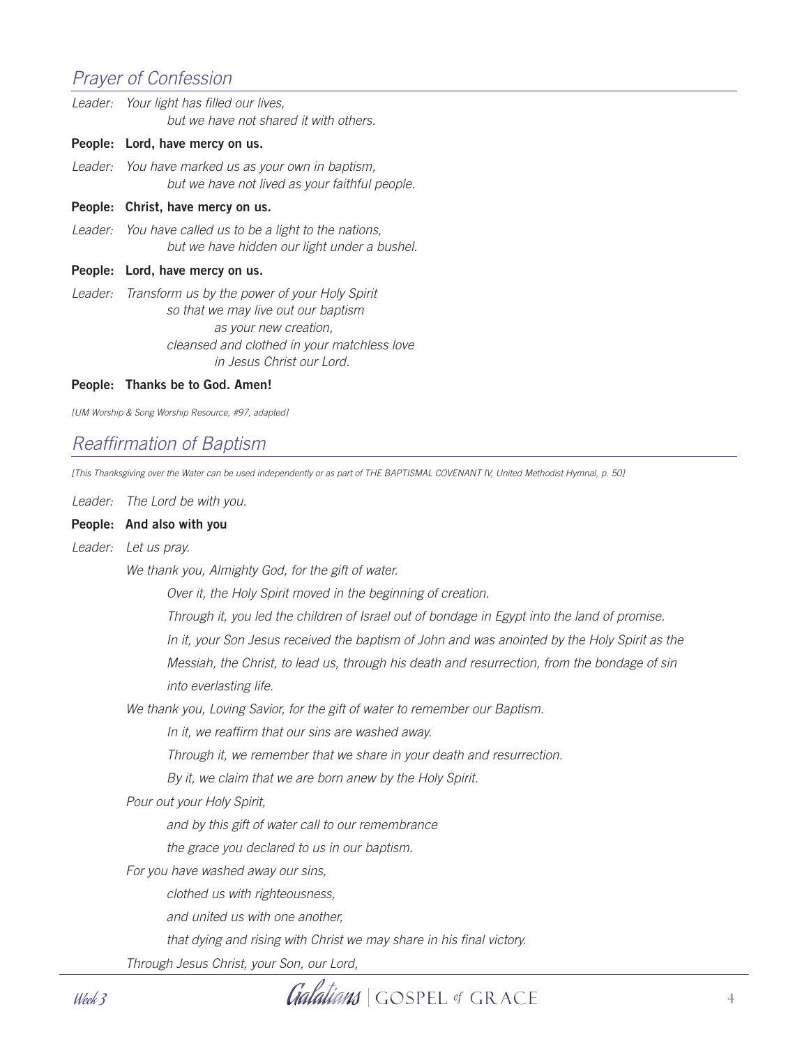## *Prayer of Confession*

*Leader:* *Your light has filled our lives,*
*but we have not shared it with others.*

**People: Lord, have mercy on us.**

*Leader:* *You have marked us as your own in baptism,*
*but we have not lived as your faithful people.*

**People: Christ, have mercy on us.**

*Leader:* *You have called us to be a light to the nations,*
*but we have hidden our light under a bushel.*

**People: Lord, have mercy on us.**

*Leader:* *Transform us by the power of your Holy Spirit*
*so that we may live out our baptism*
*as your new creation,*
*cleansed and clothed in your matchless love*
*in Jesus Christ our Lord.*

**People: Thanks be to God. Amen!**

*[UM Worship & Song Worship Resource, #97, adapted]*

## *Reaffirmation of Baptism*

*[This Thanksgiving over the Water can be used independently or as part of THE BAPTISMAL COVENANT IV, United Methodist Hymnal, p. 50]*

*Leader:* *The Lord be with you.*

**People: And also with you**

*Leader:* *Let us pray.*

*We thank you, Almighty God, for the gift of water.*

*Over it, the Holy Spirit moved in the beginning of creation.*

*Through it, you led the children of Israel out of bondage in Egypt into the land of promise.*

*In it, your Son Jesus received the baptism of John and was anointed by the Holy Spirit as the Messiah, the Christ, to lead us, through his death and resurrection, from the bondage of sin into everlasting life.*

*We thank you, Loving Savior, for the gift of water to remember our Baptism.*

*In it, we reaffirm that our sins are washed away.*

*Through it, we remember that we share in your death and resurrection.*

*By it, we claim that we are born anew by the Holy Spirit.*

*Pour out your Holy Spirit,*

*and by this gift of water call to our remembrance*

*the grace you declared to us in our baptism.*

*For you have washed away our sins,*

*clothed us with righteousness,*

*and united us with one another,*

*that dying and rising with Christ we may share in his final victory.*

*Through Jesus Christ, your Son, our Lord,*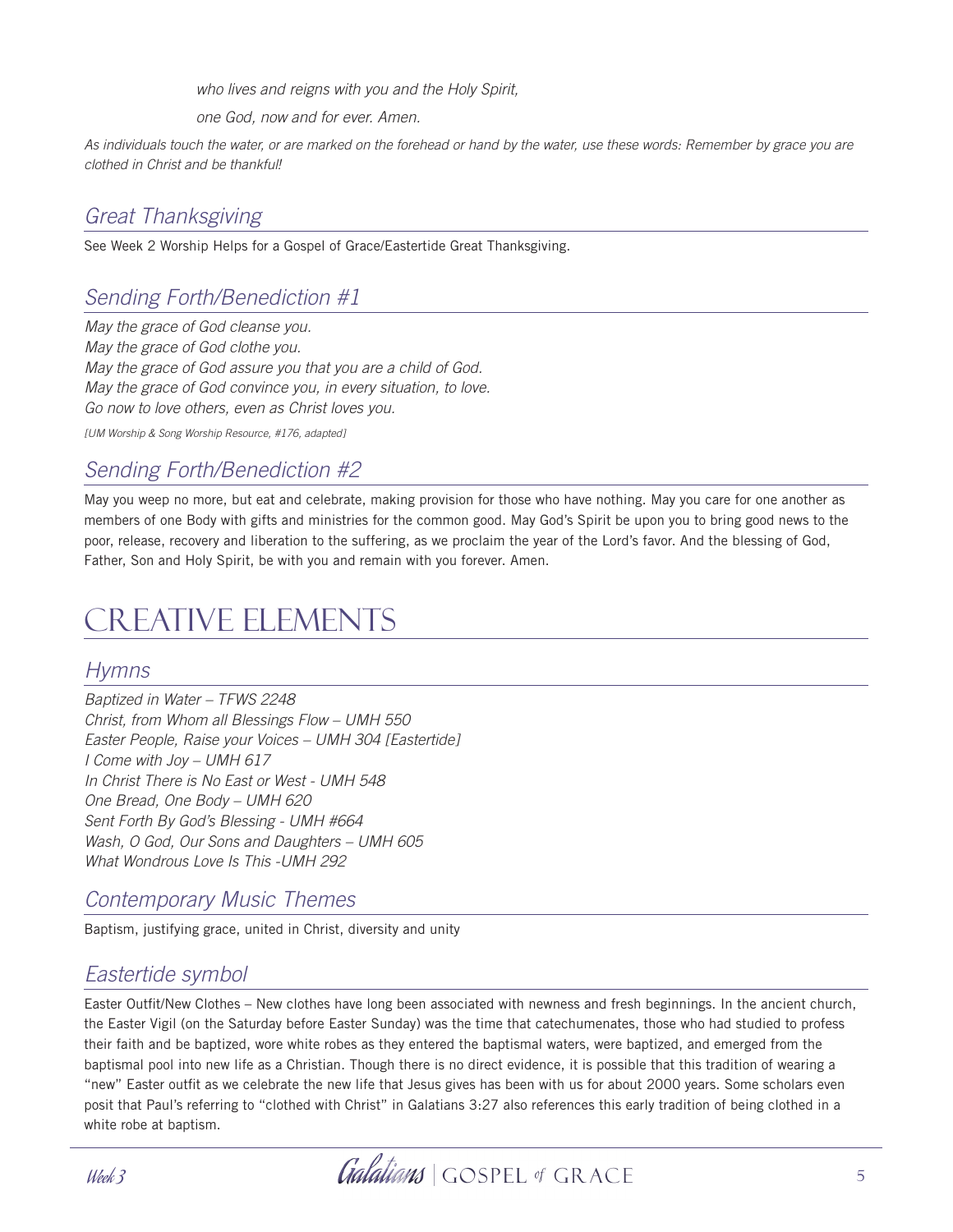*who lives and reigns with you and the Holy Spirit,*

*one God, now and for ever. Amen.*

*As individuals touch the water, or are marked on the forehead or hand by the water, use these words: Remember by grace you are clothed in Christ and be thankful!*

## *Great Thanksgiving*

See Week 2 Worship Helps for a Gospel of Grace/Eastertide Great Thanksgiving.

## *Sending Forth/Benediction #1*

*May the grace of God cleanse you.*
*May the grace of God clothe you.*
*May the grace of God assure you that you are a child of God.*
*May the grace of God convince you, in every situation, to love.*
*Go now to love others, even as Christ loves you.*

*[UM Worship & Song Worship Resource, #176, adapted]*

## *Sending Forth/Benediction #2*

May you weep no more, but eat and celebrate, making provision for those who have nothing. May you care for one another as members of one Body with gifts and ministries for the common good. May God's Spirit be upon you to bring good news to the poor, release, recovery and liberation to the suffering, as we proclaim the year of the Lord's favor. And the blessing of God, Father, Son and Holy Spirit, be with you and remain with you forever. Amen.

# CREATIVE ELEMENTS

## *Hymns*

*Baptized in Water – TFWS 2248*
*Christ, from Whom all Blessings Flow – UMH 550*
*Easter People, Raise your Voices – UMH 304 [Eastertide]*
*I Come with Joy – UMH 617*
*In Christ There is No East or West - UMH 548*
*One Bread, One Body – UMH 620*
*Sent Forth By God's Blessing - UMH #664*
*Wash, O God, Our Sons and Daughters – UMH 605*
*What Wondrous Love Is This -UMH 292*

## *Contemporary Music Themes*

Baptism, justifying grace, united in Christ, diversity and unity

## *Eastertide symbol*

Easter Outfit/New Clothes – New clothes have long been associated with newness and fresh beginnings. In the ancient church, the Easter Vigil (on the Saturday before Easter Sunday) was the time that catechumenates, those who had studied to profess their faith and be baptized, wore white robes as they entered the baptismal waters, were baptized, and emerged from the baptismal pool into new life as a Christian. Though there is no direct evidence, it is possible that this tradition of wearing a "new" Easter outfit as we celebrate the new life that Jesus gives has been with us for about 2000 years. Some scholars even posit that Paul's referring to "clothed with Christ" in Galatians 3:27 also references this early tradition of being clothed in a white robe at baptism.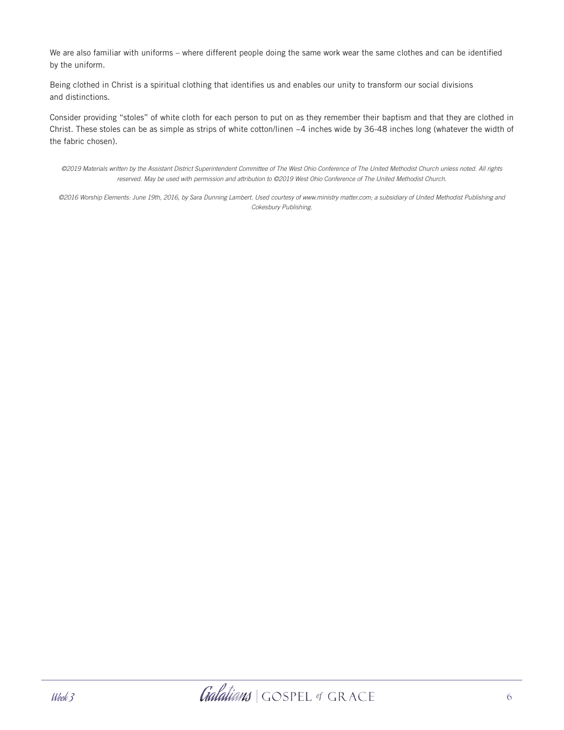We are also familiar with uniforms – where different people doing the same work wear the same clothes and can be identified by the uniform.

Being clothed in Christ is a spiritual clothing that identifies us and enables our unity to transform our social divisions and distinctions.

Consider providing "stoles" of white cloth for each person to put on as they remember their baptism and that they are clothed in Christ. These stoles can be as simple as strips of white cotton/linen ~4 inches wide by 36-48 inches long (whatever the width of the fabric chosen).

*©2019 Materials written by the Assistant District Superintendent Committee of The West Ohio Conference of The United Methodist Church unless noted. All rights reserved. May be used with permission and attribution to ©2019 West Ohio Conference of The United Methodist Church.*

*©2016 Worship Elements: June 19th, 2016, by Sara Dunning Lambert. Used courtesy of www.ministry matter.com; a subsidiary of United Methodist Publishing and Cokesbury Publishing.*